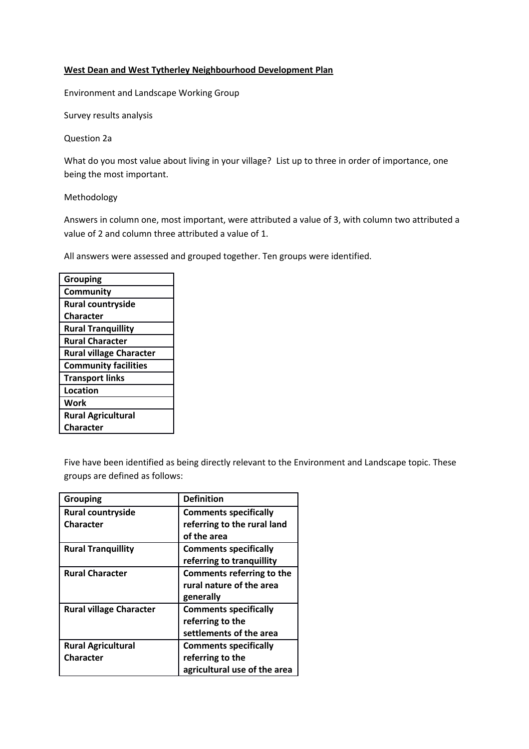**West Dean and West Tytherley Neighbourhood Development Plan**

Environment and Landscape Working Group

Survey results analysis

Question 2a

What do you most value about living in your village? List up to three in order of importance, one being the most important.

Methodology

Answers in column one, most important, were attributed a value of 3, with column two attributed a value of 2 and column three attributed a value of 1.

All answers were assessed and grouped together. Ten groups were identified.

| Grouping |
|---|
| Community |
| Rural countryside Character |
| Rural Tranquillity |
| Rural Character |
| Rural village Character |
| Community facilities |
| Transport links |
| Location |
| Work |
| Rural Agricultural Character |

Five have been identified as being directly relevant to the Environment and Landscape topic. These groups are defined as follows:

| Grouping | Definition |
|---|---|
| Rural countryside Character | Comments specifically referring to the rural land of the area |
| Rural Tranquillity | Comments specifically referring to tranquillity |
| Rural Character | Comments referring to the rural nature of the area generally |
| Rural village Character | Comments specifically referring to the settlements of the area |
| Rural Agricultural Character | Comments specifically referring to the agricultural use of the area |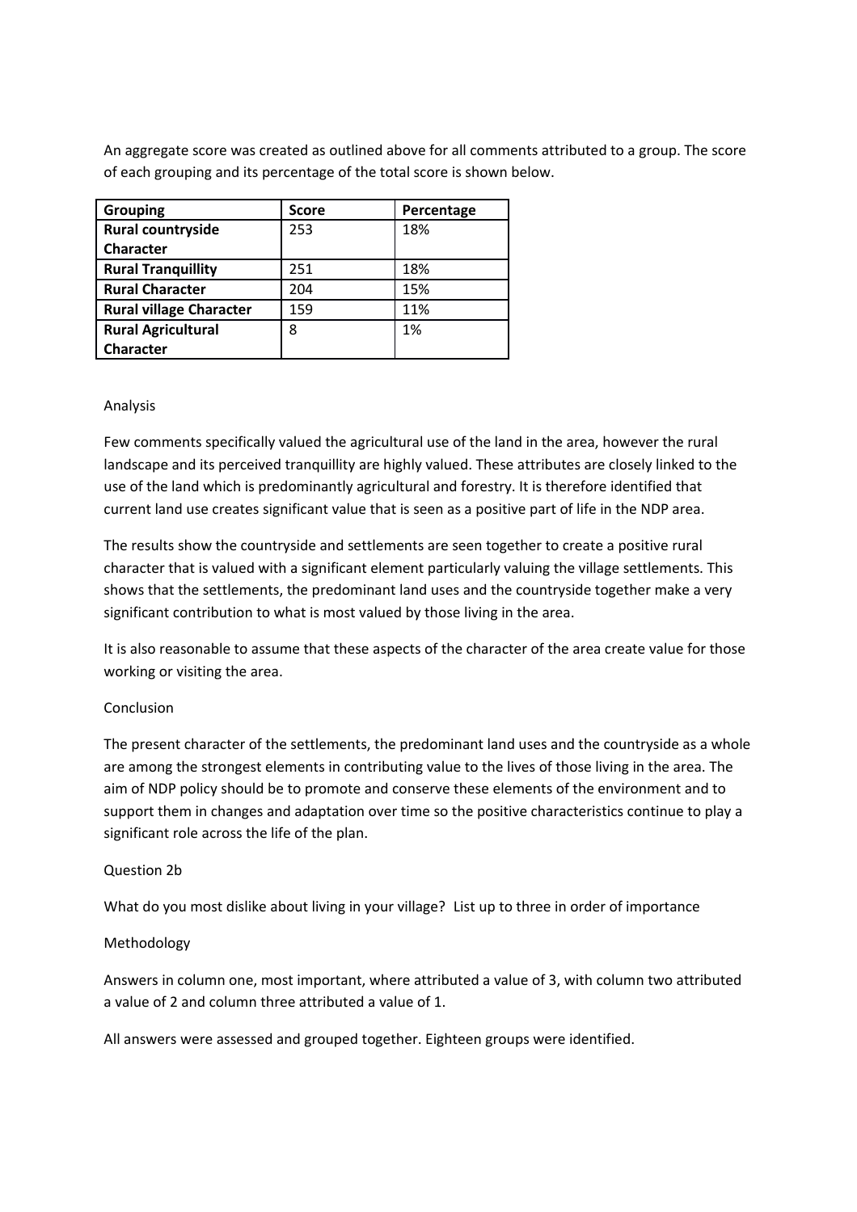An aggregate score was created as outlined above for all comments attributed to a group. The score of each grouping and its percentage of the total score is shown below.

| Grouping | Score | Percentage |
|---|---|---|
| **Rural countryside Character** | 253 | 18% |
| **Rural Tranquillity** | 251 | 18% |
| **Rural Character** | 204 | 15% |
| **Rural village Character** | 159 | 11% |
| **Rural Agricultural Character** | 8 | 1% |

Analysis

Few comments specifically valued the agricultural use of the land in the area, however the rural landscape and its perceived tranquillity are highly valued. These attributes are closely linked to the use of the land which is predominantly agricultural and forestry. It is therefore identified that current land use creates significant value that is seen as a positive part of life in the NDP area.

The results show the countryside and settlements are seen together to create a positive rural character that is valued with a significant element particularly valuing the village settlements. This shows that the settlements, the predominant land uses and the countryside together make a very significant contribution to what is most valued by those living in the area.

It is also reasonable to assume that these aspects of the character of the area create value for those working or visiting the area.

Conclusion

The present character of the settlements, the predominant land uses and the countryside as a whole are among the strongest elements in contributing value to the lives of those living in the area. The aim of NDP policy should be to promote and conserve these elements of the environment and to support them in changes and adaptation over time so the positive characteristics continue to play a significant role across the life of the plan.

Question 2b

What do you most dislike about living in your village? List up to three in order of importance

Methodology

Answers in column one, most important, where attributed a value of 3, with column two attributed a value of 2 and column three attributed a value of 1.

All answers were assessed and grouped together. Eighteen groups were identified.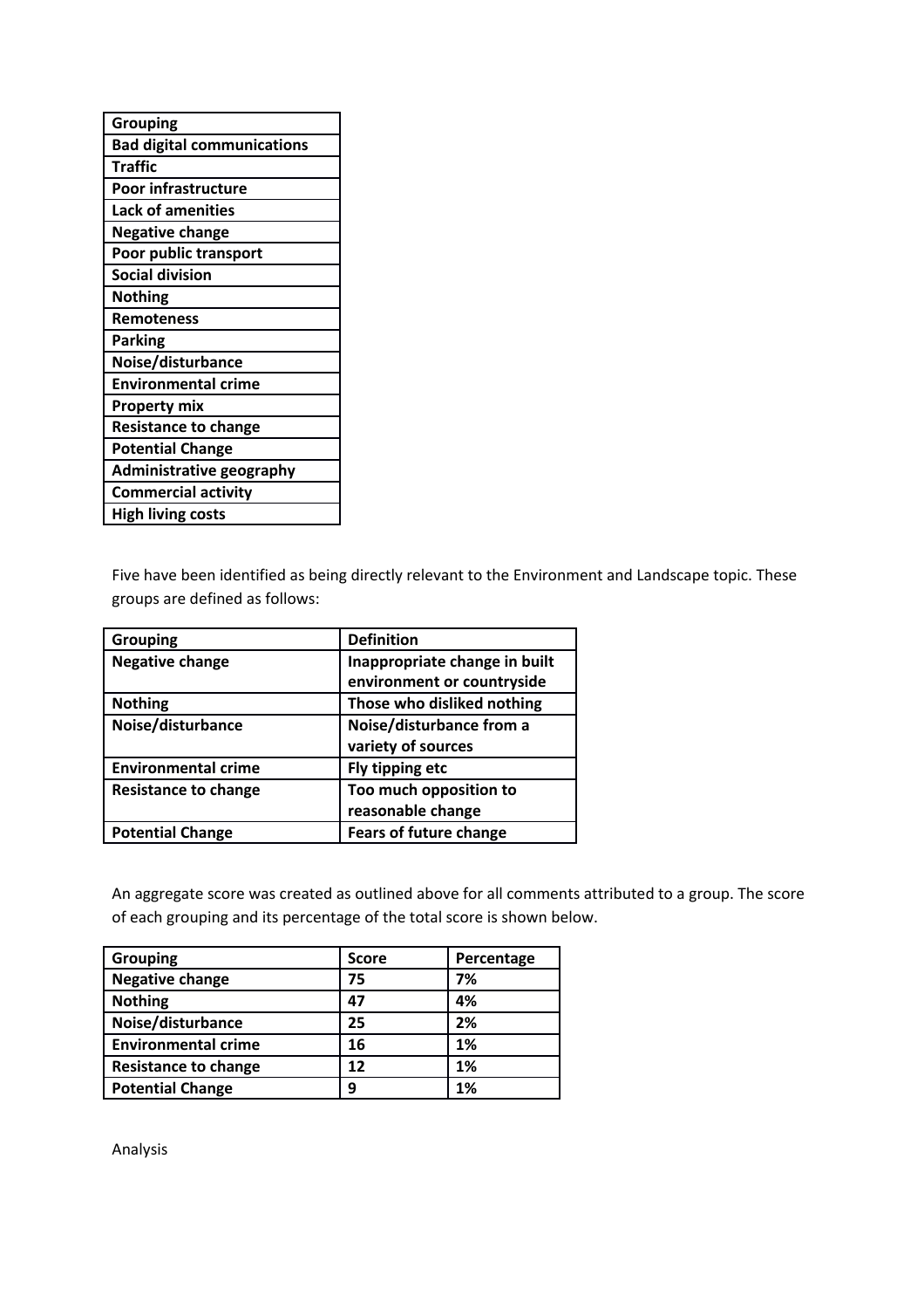| Grouping |
| --- |
| Bad digital communications |
| Traffic |
| Poor infrastructure |
| Lack of amenities |
| Negative change |
| Poor public transport |
| Social division |
| Nothing |
| Remoteness |
| Parking |
| Noise/disturbance |
| Environmental crime |
| Property mix |
| Resistance to change |
| Potential Change |
| Administrative geography |
| Commercial activity |
| High living costs |

Five have been identified as being directly relevant to the Environment and Landscape topic. These groups are defined as follows:

| Grouping | Definition |
| --- | --- |
| Negative change | Inappropriate change in built environment or countryside |
| Nothing | Those who disliked nothing |
| Noise/disturbance | Noise/disturbance from a variety of sources |
| Environmental crime | Fly tipping etc |
| Resistance to change | Too much opposition to reasonable change |
| Potential Change | Fears of future change |

An aggregate score was created as outlined above for all comments attributed to a group. The score of each grouping and its percentage of the total score is shown below.

| Grouping | Score | Percentage |
| --- | --- | --- |
| Negative change | 75 | 7% |
| Nothing | 47 | 4% |
| Noise/disturbance | 25 | 2% |
| Environmental crime | 16 | 1% |
| Resistance to change | 12 | 1% |
| Potential Change | 9 | 1% |

Analysis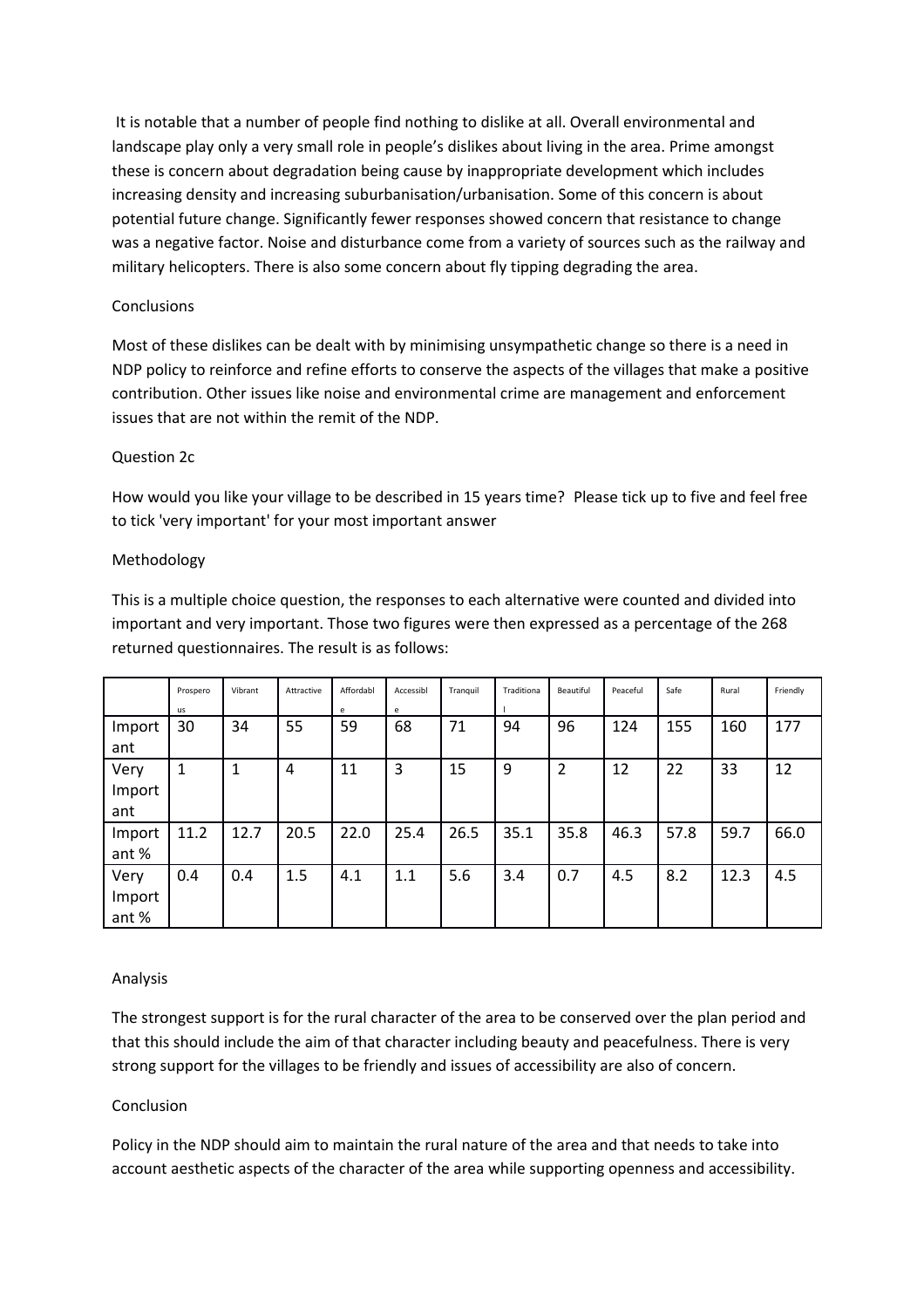It is notable that a number of people find nothing to dislike at all. Overall environmental and landscape play only a very small role in people's dislikes about living in the area. Prime amongst these is concern about degradation being cause by inappropriate development which includes increasing density and increasing suburbanisation/urbanisation. Some of this concern is about potential future change. Significantly fewer responses showed concern that resistance to change was a negative factor. Noise and disturbance come from a variety of sources such as the railway and military helicopters. There is also some concern about fly tipping degrading the area.

Conclusions

Most of these dislikes can be dealt with by minimising unsympathetic change so there is a need in NDP policy to reinforce and refine efforts to conserve the aspects of the villages that make a positive contribution. Other issues like noise and environmental crime are management and enforcement issues that are not within the remit of the NDP.

Question 2c

How would you like your village to be described in 15 years time? Please tick up to five and feel free to tick 'very important' for your most important answer

Methodology

This is a multiple choice question, the responses to each alternative were counted and divided into important and very important. Those two figures were then expressed as a percentage of the 268 returned questionnaires. The result is as follows:

| | Prosperous | Vibrant | Attractive | Affordable | Accessible | Tranquil | Traditional | Beautiful | Peaceful | Safe | Rural | Friendly |
|---|---|---|---|---|---|---|---|---|---|---|---|---|
| Important | 30 | 34 | 55 | 59 | 68 | 71 | 94 | 96 | 124 | 155 | 160 | 177 |
| Very Important | 1 | 1 | 4 | 11 | 3 | 15 | 9 | 2 | 12 | 22 | 33 | 12 |
| Important % | 11.2 | 12.7 | 20.5 | 22.0 | 25.4 | 26.5 | 35.1 | 35.8 | 46.3 | 57.8 | 59.7 | 66.0 |
| Very Important % | 0.4 | 0.4 | 1.5 | 4.1 | 1.1 | 5.6 | 3.4 | 0.7 | 4.5 | 8.2 | 12.3 | 4.5 |

Analysis

The strongest support is for the rural character of the area to be conserved over the plan period and that this should include the aim of that character including beauty and peacefulness. There is very strong support for the villages to be friendly and issues of accessibility are also of concern.

Conclusion

Policy in the NDP should aim to maintain the rural nature of the area and that needs to take into account aesthetic aspects of the character of the area while supporting openness and accessibility.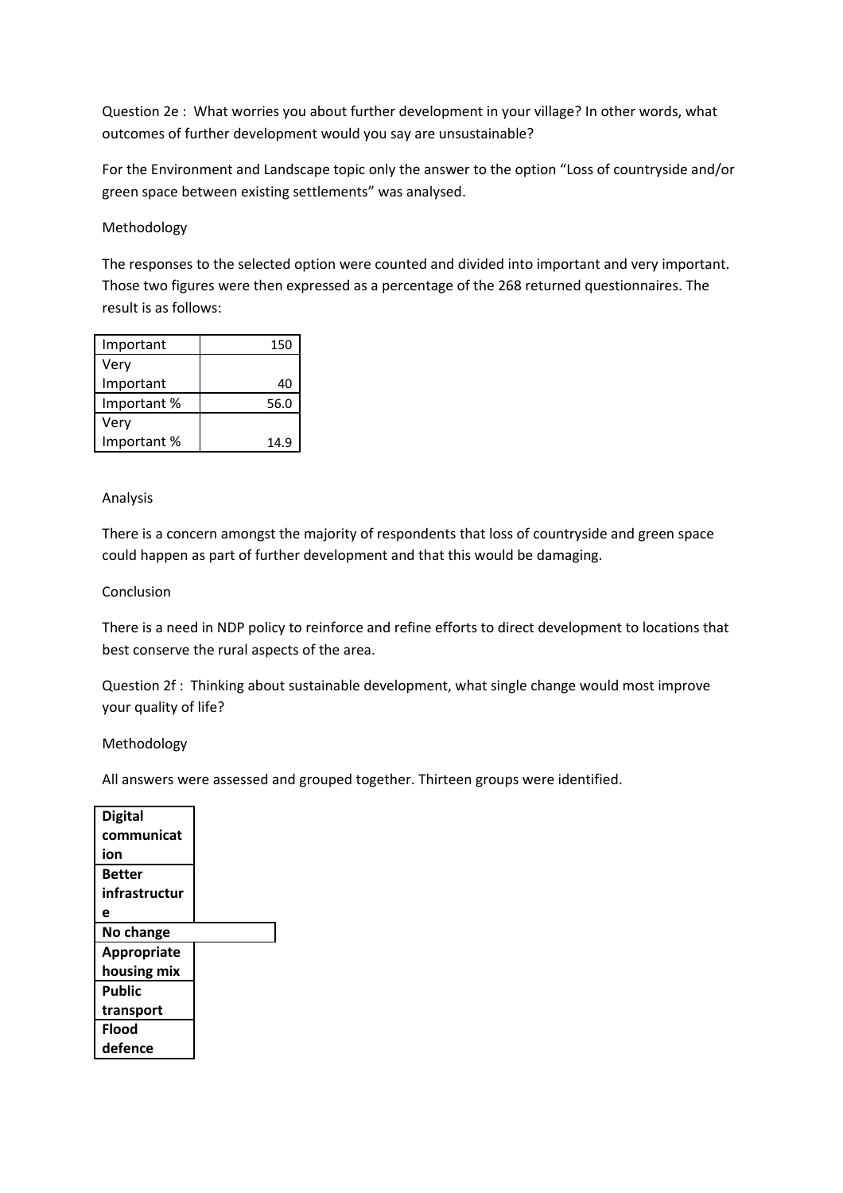Question 2e : What worries you about further development in your village? In other words, what outcomes of further development would you say are unsustainable?

For the Environment and Landscape topic only the answer to the option "Loss of countryside and/or green space between existing settlements" was analysed.

Methodology

The responses to the selected option were counted and divided into important and very important. Those two figures were then expressed as a percentage of the 268 returned questionnaires. The result is as follows:

| | |
|---|---|
| Important | 150 |
| Very Important | 40 |
| Important % | 56.0 |
| Very Important % | 14.9 |

Analysis

There is a concern amongst the majority of respondents that loss of countryside and green space could happen as part of further development and that this would be damaging.

Conclusion

There is a need in NDP policy to reinforce and refine efforts to direct development to locations that best conserve the rural aspects of the area.

Question 2f : Thinking about sustainable development, what single change would most improve your quality of life?

Methodology

All answers were assessed and grouped together. Thirteen groups were identified.

| |
|---|
| **Digital communication** |
| **Better infrastructure** |
| **No change** |
| **Appropriate housing mix** |
| **Public transport** |
| **Flood defence** |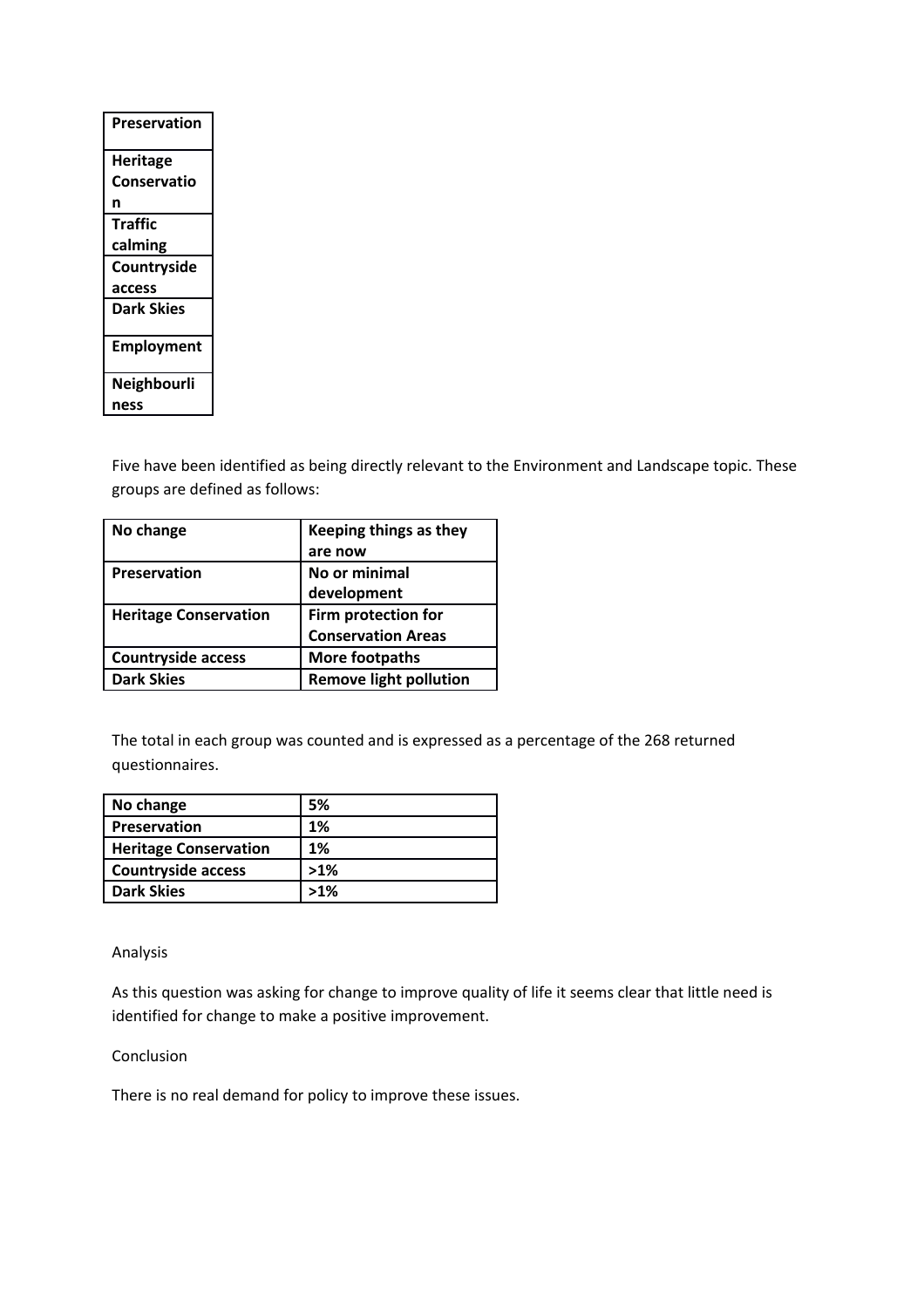| Preservation |
|---|
| Heritage Conservation |
| Traffic calming |
| Countryside access |
| Dark Skies |
| Employment |
| Neighbourliness |

Five have been identified as being directly relevant to the Environment and Landscape topic. These groups are defined as follows:

| No change | Keeping things as they are now |
|---|---|
| Preservation | No or minimal development |
| Heritage Conservation | Firm protection for Conservation Areas |
| Countryside access | More footpaths |
| Dark Skies | Remove light pollution |

The total in each group was counted and is expressed as a percentage of the 268 returned questionnaires.

| No change | 5% |
|---|---|
| Preservation | 1% |
| Heritage Conservation | 1% |
| Countryside access | >1% |
| Dark Skies | >1% |

Analysis

As this question was asking for change to improve quality of life it seems clear that little need is identified for change to make a positive improvement.

Conclusion

There is no real demand for policy to improve these issues.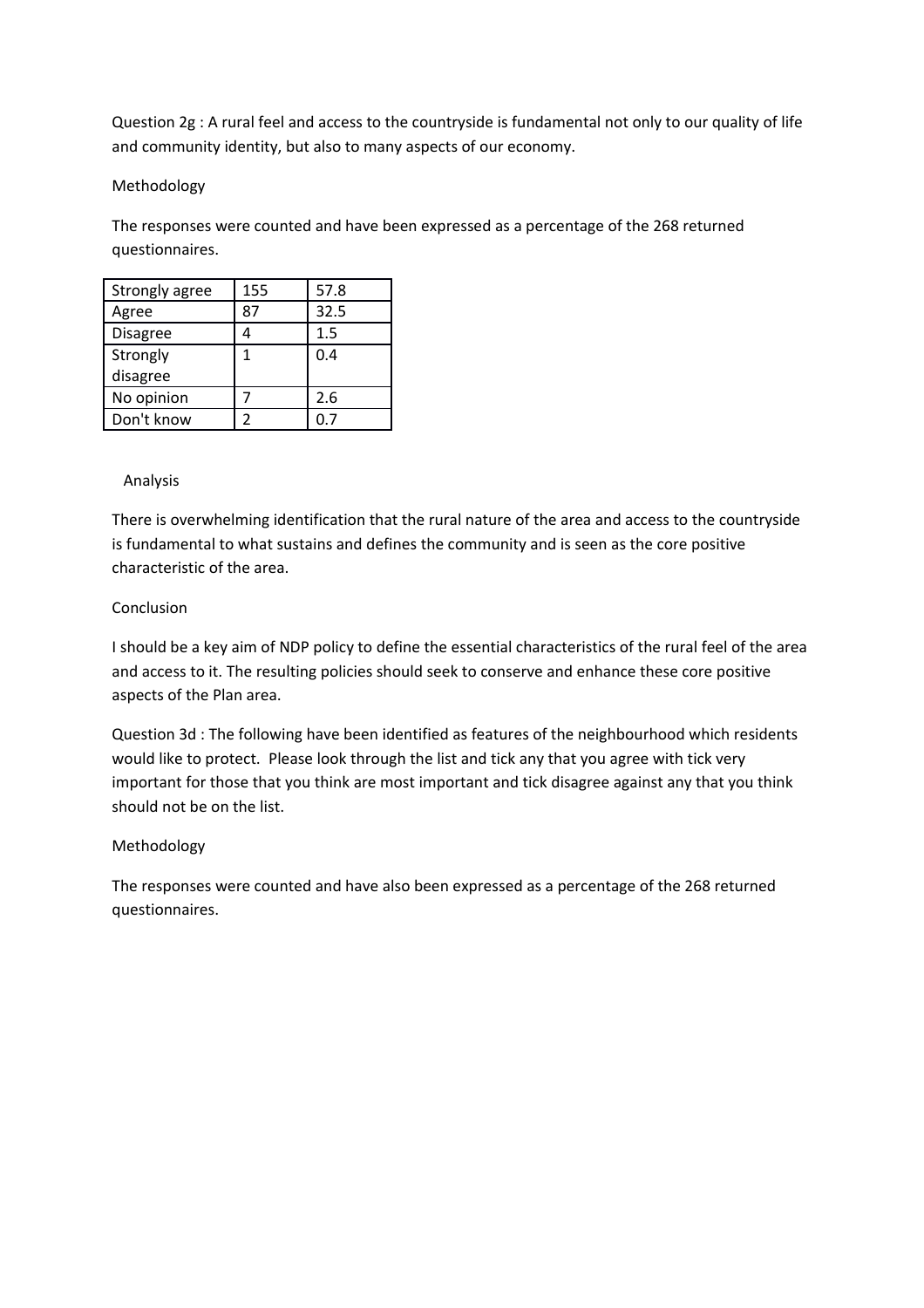Question 2g : A rural feel and access to the countryside is fundamental not only to our quality of life and community identity, but also to many aspects of our economy.

Methodology

The responses were counted and have been expressed as a percentage of the 268 returned questionnaires.

| Strongly agree | 155 | 57.8 |
|---|---|---|
| Agree | 87 | 32.5 |
| Disagree | 4 | 1.5 |
| Strongly disagree | 1 | 0.4 |
| No opinion | 7 | 2.6 |
| Don't know | 2 | 0.7 |

Analysis

There is overwhelming identification that the rural nature of the area and access to the countryside is fundamental to what sustains and defines the community and is seen as the core positive characteristic of the area.

Conclusion

I should be a key aim of NDP policy to define the essential characteristics of the rural feel of the area and access to it. The resulting policies should seek to conserve and enhance these core positive aspects of the Plan area.

Question 3d : The following have been identified as features of the neighbourhood which residents would like to protect. Please look through the list and tick any that you agree with tick very important for those that you think are most important and tick disagree against any that you think should not be on the list.

Methodology

The responses were counted and have also been expressed as a percentage of the 268 returned questionnaires.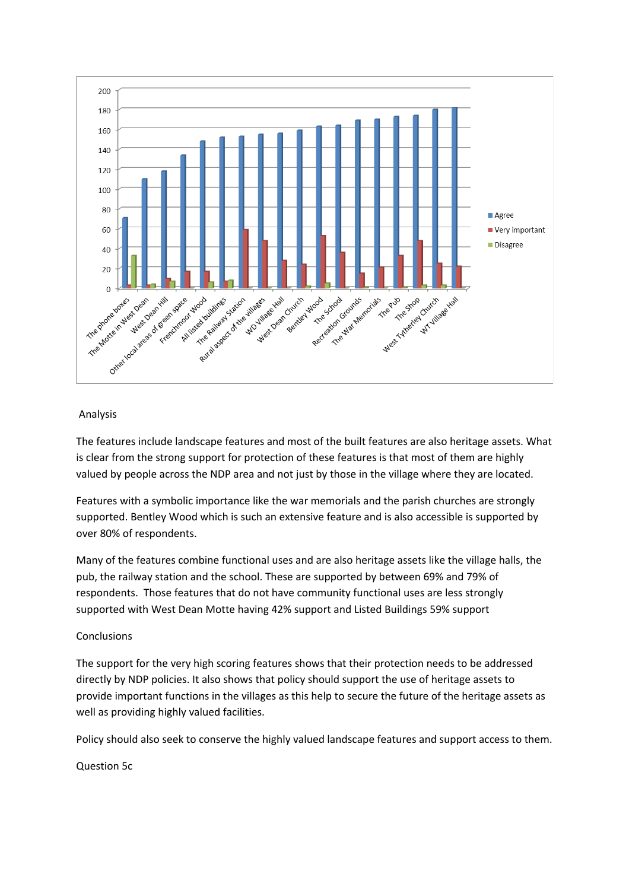Analysis

The features include landscape features and most of the built features are also heritage assets. What is clear from the strong support for protection of these features is that most of them are highly valued by people across the NDP area and not just by those in the village where they are located.

Features with a symbolic importance like the war memorials and the parish churches are strongly supported. Bentley Wood which is such an extensive feature and is also accessible is supported by over 80% of respondents.

Many of the features combine functional uses and are also heritage assets like the village halls, the pub, the railway station and the school. These are supported by between 69% and 79% of respondents. Those features that do not have community functional uses are less strongly supported with West Dean Motte having 42% support and Listed Buildings 59% support

Conclusions

The support for the very high scoring features shows that their protection needs to be addressed directly by NDP policies. It also shows that policy should support the use of heritage assets to provide important functions in the villages as this help to secure the future of the heritage assets as well as providing highly valued facilities.

Policy should also seek to conserve the highly valued landscape features and support access to them.

Question 5c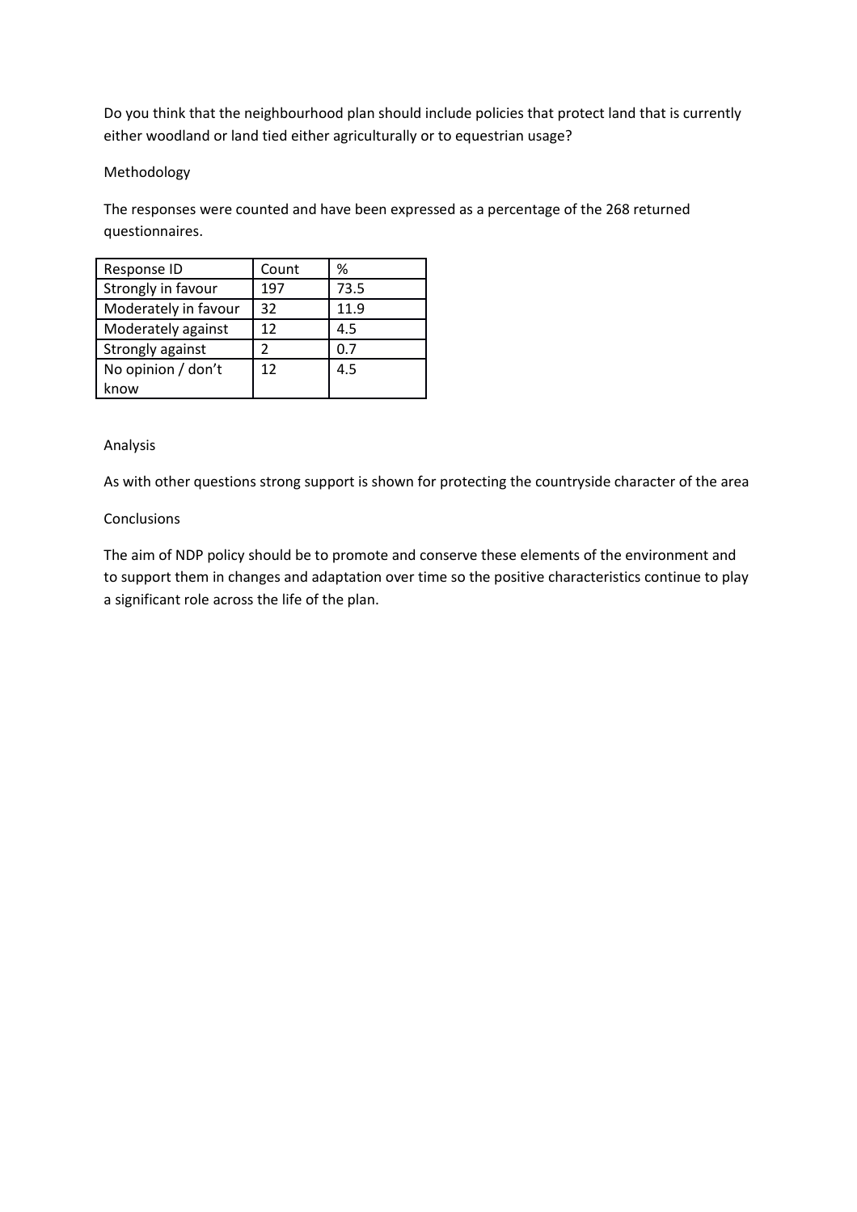Do you think that the neighbourhood plan should include policies that protect land that is currently either woodland or land tied either agriculturally or to equestrian usage?

Methodology

The responses were counted and have been expressed as a percentage of the 268 returned questionnaires.

| Response ID | Count | % |
|---|---|---|
| Strongly in favour | 197 | 73.5 |
| Moderately in favour | 32 | 11.9 |
| Moderately against | 12 | 4.5 |
| Strongly against | 2 | 0.7 |
| No opinion / don't know | 12 | 4.5 |

Analysis

As with other questions strong support is shown for protecting the countryside character of the area

Conclusions

The aim of NDP policy should be to promote and conserve these elements of the environment and to support them in changes and adaptation over time so the positive characteristics continue to play a significant role across the life of the plan.